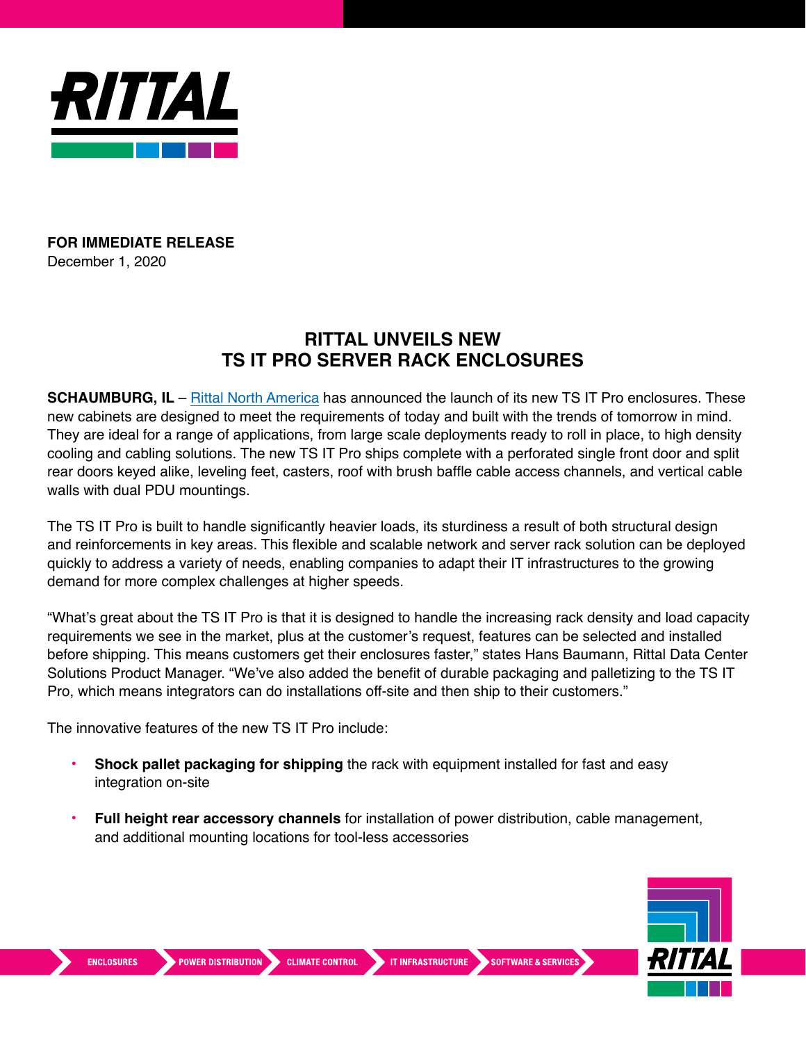**FOR IMMEDIATE RELEASE**
December 1, 2020

# RITTAL UNVEILS NEW TS IT PRO SERVER RACK ENCLOSURES

**SCHAUMBURG, IL** – Rittal North America has announced the launch of its new TS IT Pro enclosures. These new cabinets are designed to meet the requirements of today and built with the trends of tomorrow in mind. They are ideal for a range of applications, from large scale deployments ready to roll in place, to high density cooling and cabling solutions. The new TS IT Pro ships complete with a perforated single front door and split rear doors keyed alike, leveling feet, casters, roof with brush baffle cable access channels, and vertical cable walls with dual PDU mountings.

The TS IT Pro is built to handle significantly heavier loads, its sturdiness a result of both structural design and reinforcements in key areas. This flexible and scalable network and server rack solution can be deployed quickly to address a variety of needs, enabling companies to adapt their IT infrastructures to the growing demand for more complex challenges at higher speeds.

“What’s great about the TS IT Pro is that it is designed to handle the increasing rack density and load capacity requirements we see in the market, plus at the customer’s request, features can be selected and installed before shipping. This means customers get their enclosures faster,” states Hans Baumann, Rittal Data Center Solutions Product Manager. “We’ve also added the benefit of durable packaging and palletizing to the TS IT Pro, which means integrators can do installations off-site and then ship to their customers.”

The innovative features of the new TS IT Pro include:

- **Shock pallet packaging for shipping** the rack with equipment installed for fast and easy integration on-site
- **Full height rear accessory channels** for installation of power distribution, cable management, and additional mounting locations for tool-less accessories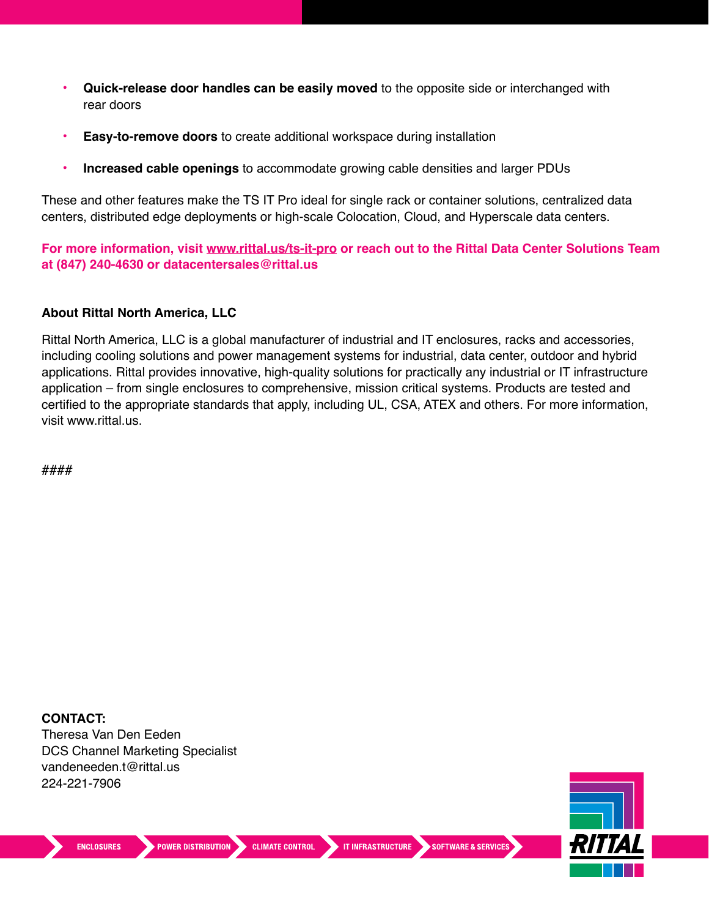- **Quick-release door handles can be easily moved** to the opposite side or interchanged with rear doors
- **Easy-to-remove doors** to create additional workspace during installation
- **Increased cable openings** to accommodate growing cable densities and larger PDUs

These and other features make the TS IT Pro ideal for single rack or container solutions, centralized data centers, distributed edge deployments or high-scale Colocation, Cloud, and Hyperscale data centers.

**For more information, visit www.rittal.us/ts-it-pro or reach out to the Rittal Data Center Solutions Team at (847) 240-4630 or datacentersales@rittal.us**

**About Rittal North America, LLC**

Rittal North America, LLC is a global manufacturer of industrial and IT enclosures, racks and accessories, including cooling solutions and power management systems for industrial, data center, outdoor and hybrid applications. Rittal provides innovative, high-quality solutions for practically any industrial or IT infrastructure application – from single enclosures to comprehensive, mission critical systems. Products are tested and certified to the appropriate standards that apply, including UL, CSA, ATEX and others. For more information, visit www.rittal.us.

####

**CONTACT:**
Theresa Van Den Eeden
DCS Channel Marketing Specialist
vandeneeden.t@rittal.us
224-221-7906

ENCLOSURES | POWER DISTRIBUTION | CLIMATE CONTROL | IT INFRASTRUCTURE | SOFTWARE & SERVICES

RITTAL